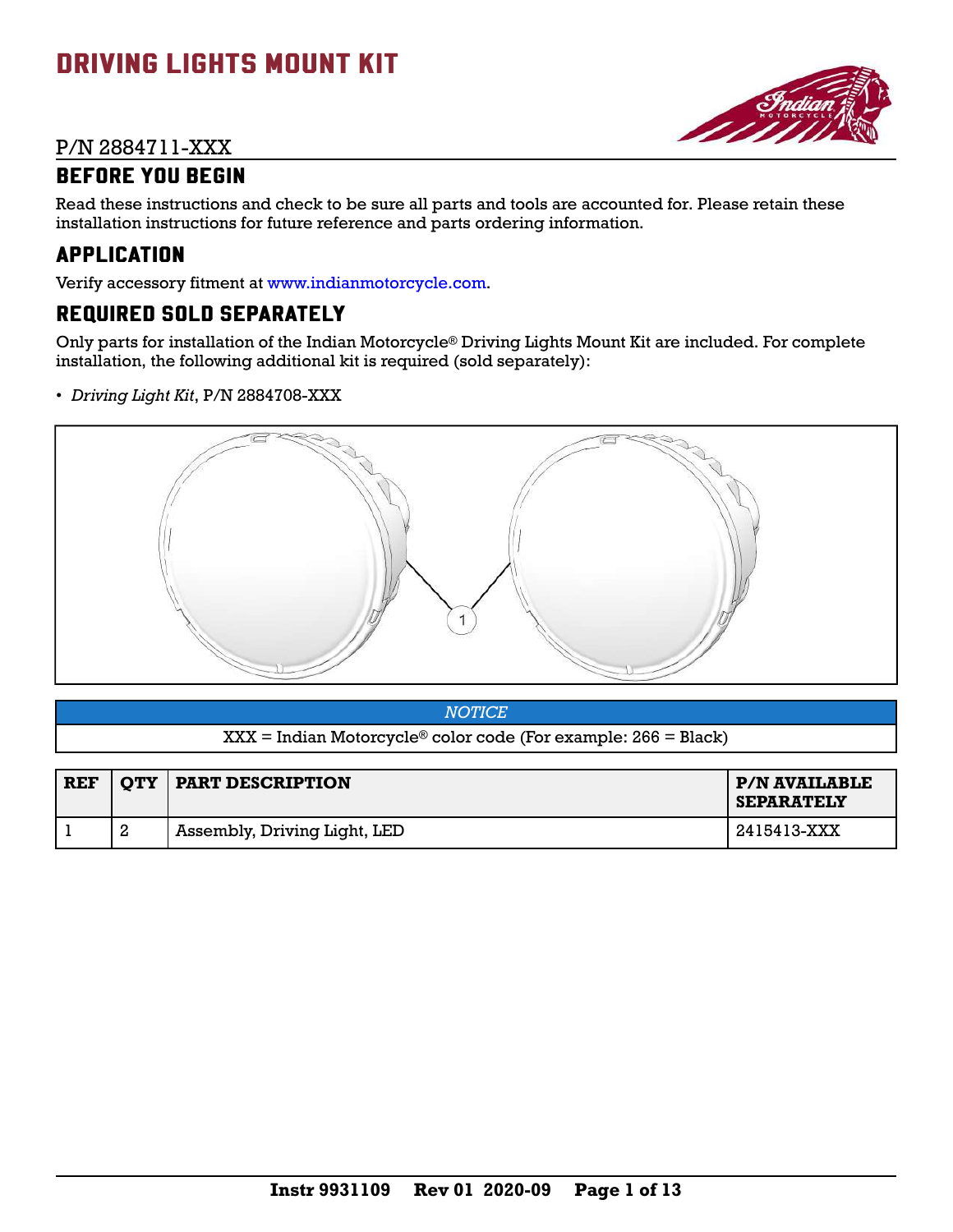# DRIVING LIGHTS MOUNT KIT

P/N 2884711-XXX

## BEFORE YOU BEGIN

Read these instructions and check to be sure all parts and tools are accounted for. Please retain these installation instructions for future reference and parts ordering information.

## APPLICATION

Verify accessory fitment at www.indianmotorcycle.com.

## REQUIRED SOLD SEPARATELY

Only parts for installation of the Indian Motorcycle® Driving Lights Mount Kit are included. For complete installation, the following additional kit is required (sold separately):

- *Driving Light Kit*, P/N 2884708-XXX

| *NOTICE* |
|---|
| XXX = Indian Motorcycle® color code (For example: 266 = Black) |

| REF | QTY | PART DESCRIPTION | P/N AVAILABLE SEPARATELY |
|---|---|---|---|
| 1 | 2 | Assembly, Driving Light, LED | 2415413-XXX |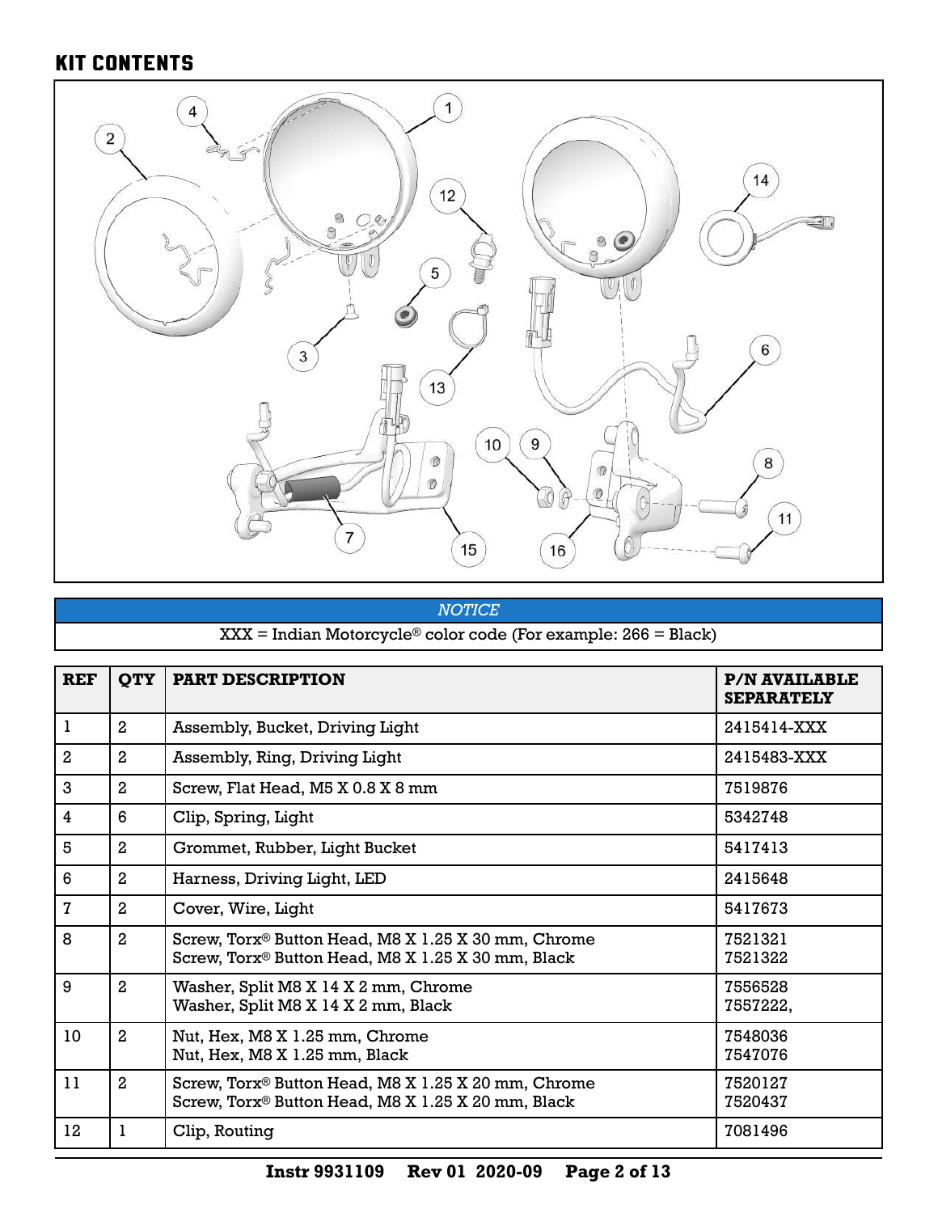## KIT CONTENTS

| *NOTICE* |
| --- |
| XXX = Indian Motorcycle® color code (For example: 266 = Black) |

| REF | QTY | PART DESCRIPTION | P/N AVAILABLE SEPARATELY |
| --- | --- | --- | --- |
| 1 | 2 | Assembly, Bucket, Driving Light | 2415414-XXX |
| 2 | 2 | Assembly, Ring, Driving Light | 2415483-XXX |
| 3 | 2 | Screw, Flat Head, M5 X 0.8 X 8 mm | 7519876 |
| 4 | 6 | Clip, Spring, Light | 5342748 |
| 5 | 2 | Grommet, Rubber, Light Bucket | 5417413 |
| 6 | 2 | Harness, Driving Light, LED | 2415648 |
| 7 | 2 | Cover, Wire, Light | 5417673 |
| 8 | 2 | Screw, Torx® Button Head, M8 X 1.25 X 30 mm, Chrome<br>Screw, Torx® Button Head, M8 X 1.25 X 30 mm, Black | 7521321<br>7521322 |
| 9 | 2 | Washer, Split M8 X 14 X 2 mm, Chrome<br>Washer, Split M8 X 14 X 2 mm, Black | 7556528<br>7557222, |
| 10 | 2 | Nut, Hex, M8 X 1.25 mm, Chrome<br>Nut, Hex, M8 X 1.25 mm, Black | 7548036<br>7547076 |
| 11 | 2 | Screw, Torx® Button Head, M8 X 1.25 X 20 mm, Chrome<br>Screw, Torx® Button Head, M8 X 1.25 X 20 mm, Black | 7520127<br>7520437 |
| 12 | 1 | Clip, Routing | 7081496 |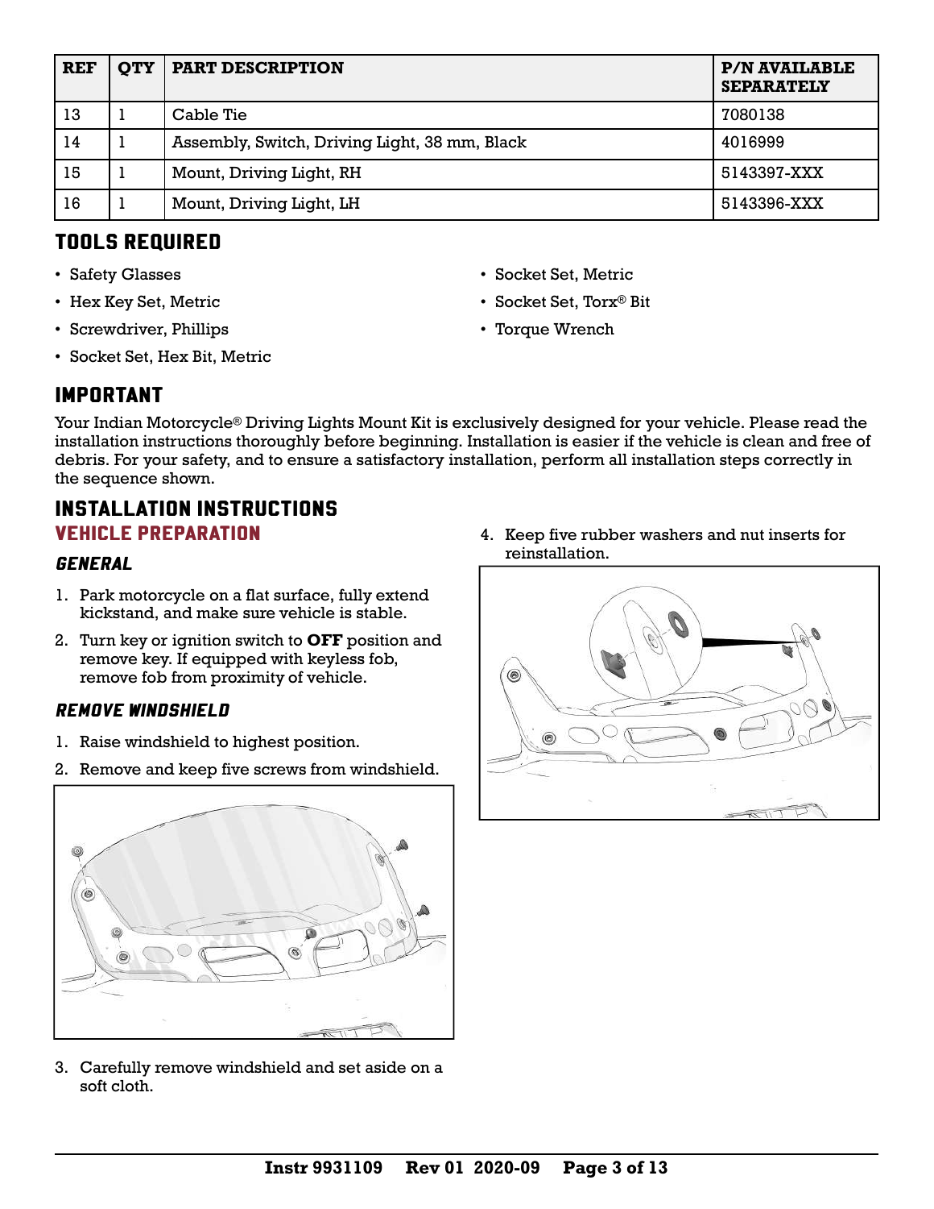| REF | QTY | PART DESCRIPTION | P/N AVAILABLE SEPARATELY |
|---|---|---|---|
| 13 | 1 | Cable Tie | 7080138 |
| 14 | 1 | Assembly, Switch, Driving Light, 38 mm, Black | 4016999 |
| 15 | 1 | Mount, Driving Light, RH | 5143397-XXX |
| 16 | 1 | Mount, Driving Light, LH | 5143396-XXX |

## TOOLS REQUIRED

- Safety Glasses
- Hex Key Set, Metric
- Screwdriver, Phillips
- Socket Set, Hex Bit, Metric
- Socket Set, Metric
- Socket Set, Torx® Bit
- Torque Wrench

## IMPORTANT

Your Indian Motorcycle® Driving Lights Mount Kit is exclusively designed for your vehicle. Please read the installation instructions thoroughly before beginning. Installation is easier if the vehicle is clean and free of debris. For your safety, and to ensure a satisfactory installation, perform all installation steps correctly in the sequence shown.

## INSTALLATION INSTRUCTIONS

### VEHICLE PREPARATION

#### *GENERAL*

1. Park motorcycle on a flat surface, fully extend kickstand, and make sure vehicle is stable.
2. Turn key or ignition switch to **OFF** position and remove key. If equipped with keyless fob, remove fob from proximity of vehicle.

#### *REMOVE WINDSHIELD*

1. Raise windshield to highest position.
2. Remove and keep five screws from windshield.
3. Carefully remove windshield and set aside on a soft cloth.
4. Keep five rubber washers and nut inserts for reinstallation.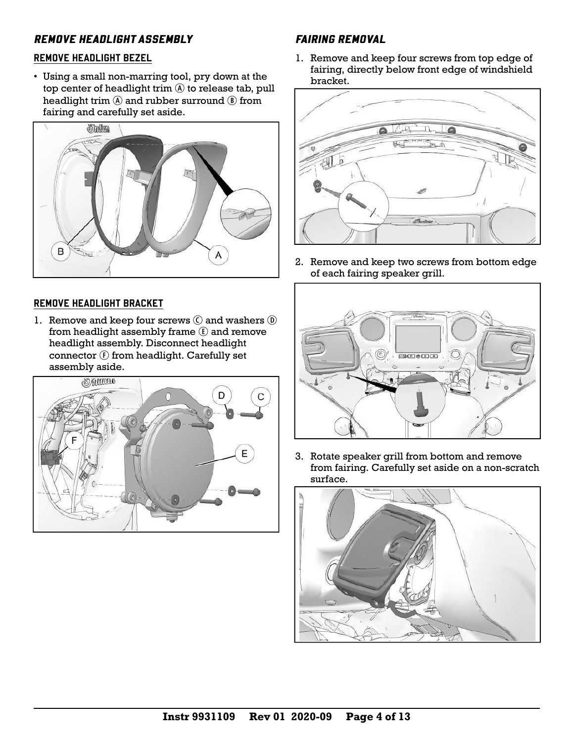## REMOVE HEADLIGHT ASSEMBLY

### REMOVE HEADLIGHT BEZEL

- Using a small non-marring tool, pry down at the top center of headlight trim Ⓐ to release tab, pull headlight trim Ⓐ and rubber surround Ⓑ from fairing and carefully set aside.

### REMOVE HEADLIGHT BRACKET

1. Remove and keep four screws Ⓒ and washers Ⓓ from headlight assembly frame Ⓔ and remove headlight assembly. Disconnect headlight connector Ⓕ from headlight. Carefully set assembly aside.

## FAIRING REMOVAL

1. Remove and keep four screws from top edge of fairing, directly below front edge of windshield bracket.
2. Remove and keep two screws from bottom edge of each fairing speaker grill.
3. Rotate speaker grill from bottom and remove from fairing. Carefully set aside on a non-scratch surface.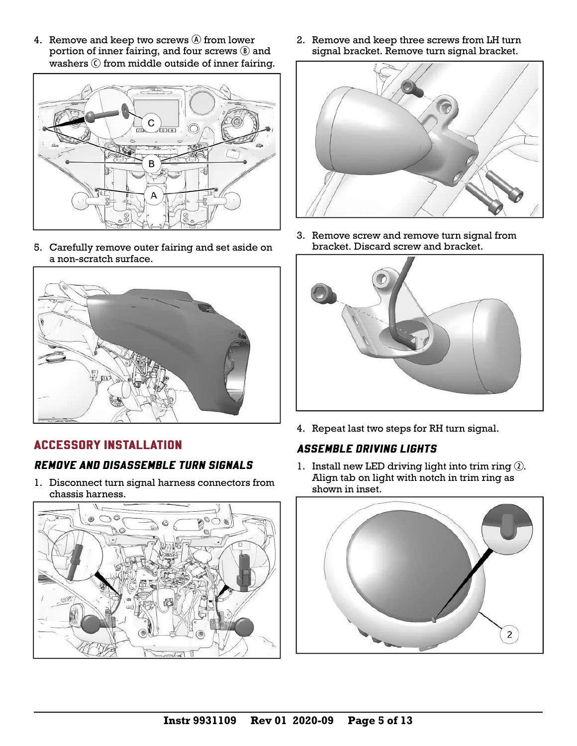4. Remove and keep two screws Ⓐ from lower portion of inner fairing, and four screws Ⓑ and washers Ⓒ from middle outside of inner fairing.

5. Carefully remove outer fairing and set aside on a non-scratch surface.

## ACCESSORY INSTALLATION

### *REMOVE AND DISASSEMBLE TURN SIGNALS*

1. Disconnect turn signal harness connectors from chassis harness.

2. Remove and keep three screws from LH turn signal bracket. Remove turn signal bracket.

3. Remove screw and remove turn signal from bracket. Discard screw and bracket.

4. Repeat last two steps for RH turn signal.

### *ASSEMBLE DRIVING LIGHTS*

1. Install new LED driving light into trim ring ②. Align tab on light with notch in trim ring as shown in inset.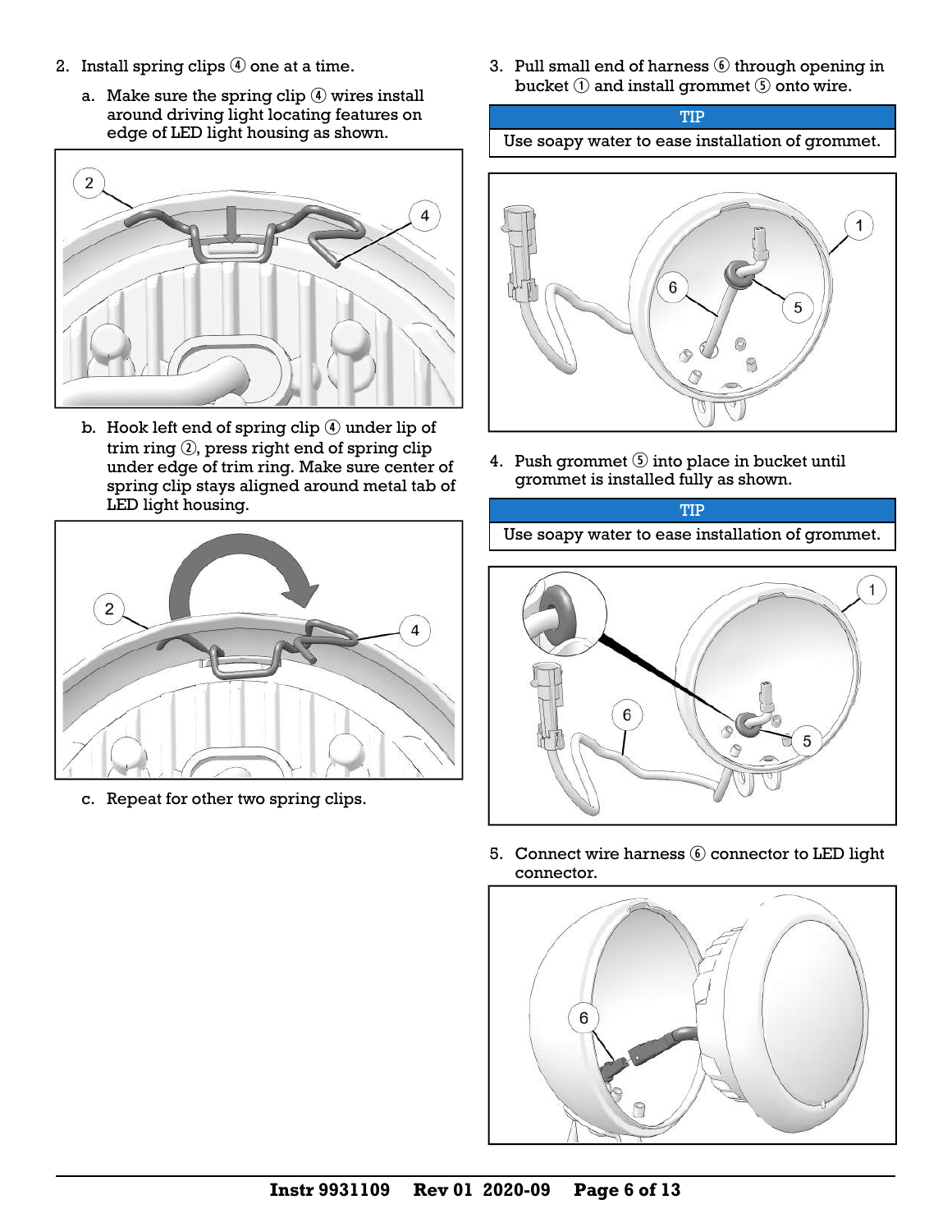2. Install spring clips ④ one at a time.

   a. Make sure the spring clip ④ wires install around driving light locating features on edge of LED light housing as shown.

   b. Hook left end of spring clip ④ under lip of trim ring ②, press right end of spring clip under edge of trim ring. Make sure center of spring clip stays aligned around metal tab of LED light housing.

   c. Repeat for other two spring clips.

3. Pull small end of harness ⑥ through opening in bucket ① and install grommet ⑤ onto wire.

| TIP |
|---|
| Use soapy water to ease installation of grommet. |

4. Push grommet ⑤ into place in bucket until grommet is installed fully as shown.

| TIP |
|---|
| Use soapy water to ease installation of grommet. |

5. Connect wire harness ⑥ connector to LED light connector.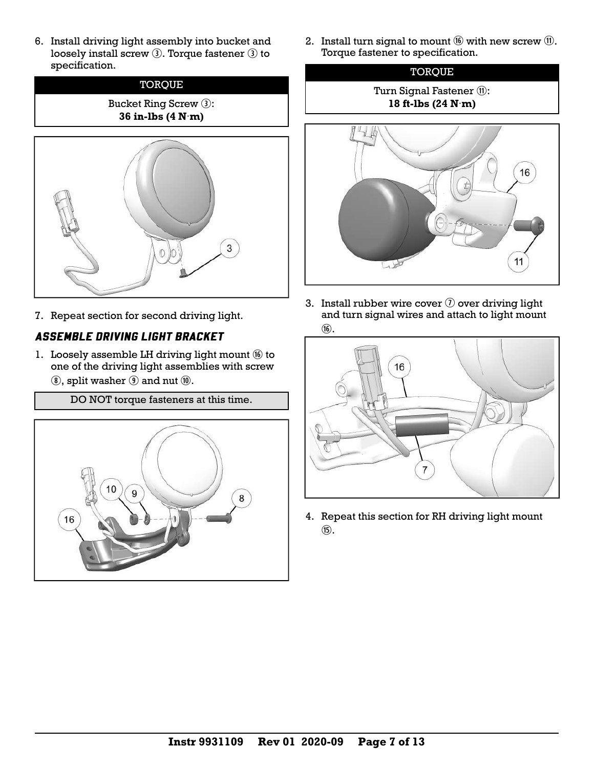6. Install driving light assembly into bucket and loosely install screw ③. Torque fastener ③ to specification.

| TORQUE |
| --- |
| Bucket Ring Screw ③: **36 in-lbs (4 N·m)** |

7. Repeat section for second driving light.

### ASSEMBLE DRIVING LIGHT BRACKET

1. Loosely assemble LH driving light mount ⑯ to one of the driving light assemblies with screw ⑧, split washer ⑨ and nut ⑩.

| DO NOT torque fasteners at this time. |
| --- |

2. Install turn signal to mount ⑯ with new screw ⑪. Torque fastener to specification.

| TORQUE |
| --- |
| Turn Signal Fastener ⑪: **18 ft-lbs (24 N·m)** |

3. Install rubber wire cover ⑦ over driving light and turn signal wires and attach to light mount ⑯.

4. Repeat this section for RH driving light mount ⑮.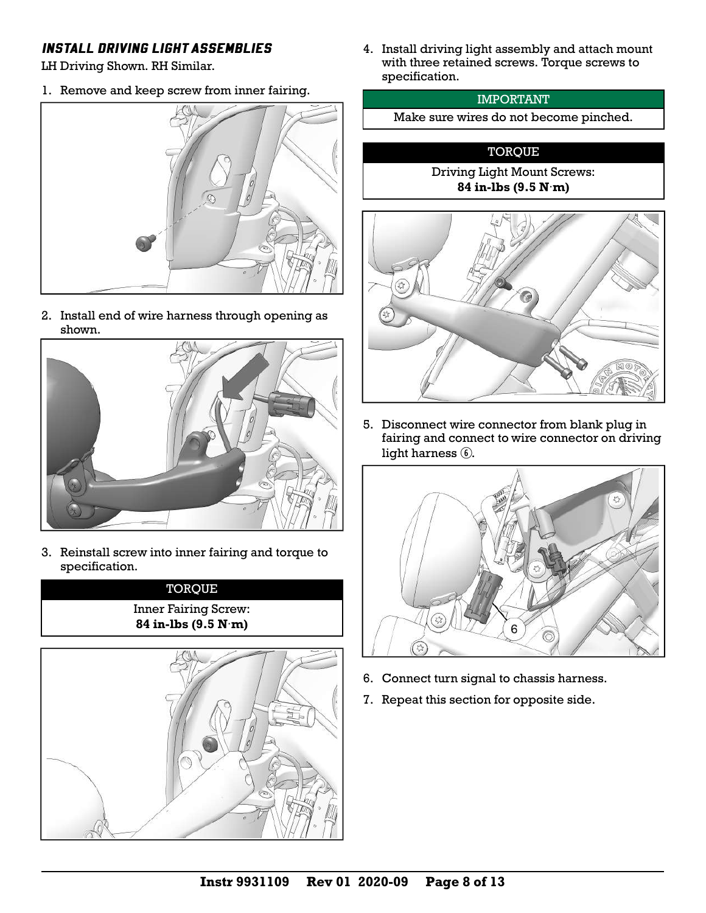## *INSTALL DRIVING LIGHT ASSEMBLIES*

LH Driving Shown. RH Similar.

1. Remove and keep screw from inner fairing.

2. Install end of wire harness through opening as shown.

3. Reinstall screw into inner fairing and torque to specification.

| TORQUE |
|---|
| Inner Fairing Screw: **84 in-lbs (9.5 N·m)** |

4. Install driving light assembly and attach mount with three retained screws. Torque screws to specification.

| IMPORTANT |
|---|
| Make sure wires do not become pinched. |

| TORQUE |
|---|
| Driving Light Mount Screws: **84 in-lbs (9.5 N·m)** |

5. Disconnect wire connector from blank plug in fairing and connect to wire connector on driving light harness ⑥.

6. Connect turn signal to chassis harness.

7. Repeat this section for opposite side.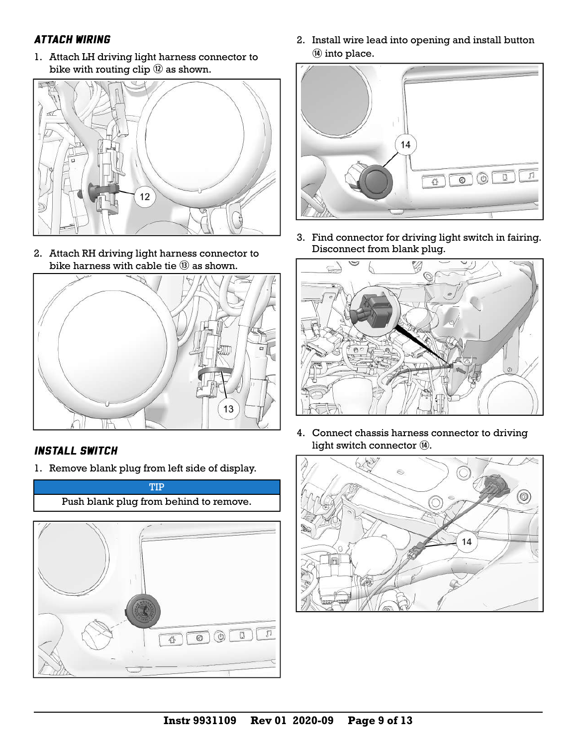## ATTACH WIRING

1. Attach LH driving light harness connector to bike with routing clip ⑫ as shown.

2. Attach RH driving light harness connector to bike harness with cable tie ⑬ as shown.

## INSTALL SWITCH

1. Remove blank plug from left side of display.

| TIP |
| --- |
| Push blank plug from behind to remove. |

2. Install wire lead into opening and install button ⑭ into place.

3. Find connector for driving light switch in fairing. Disconnect from blank plug.

4. Connect chassis harness connector to driving light switch connector ⑭.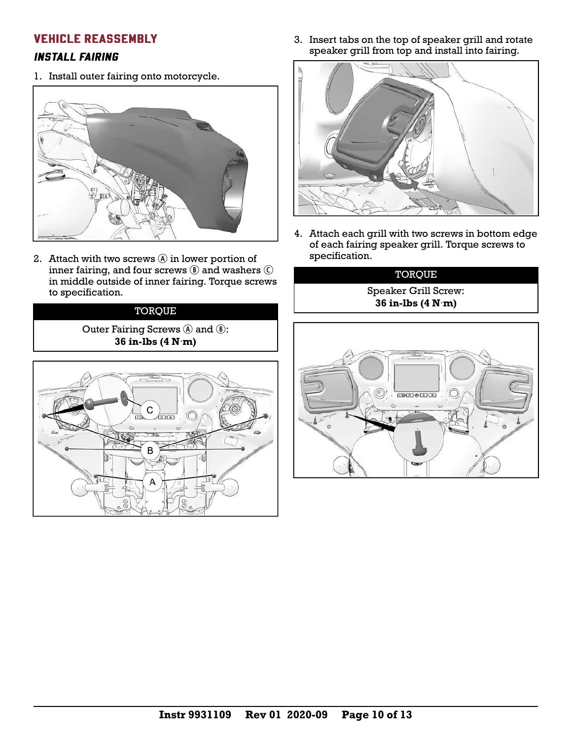## VEHICLE REASSEMBLY

### *INSTALL FAIRING*

1. Install outer fairing onto motorcycle.

2. Attach with two screws Ⓐ in lower portion of inner fairing, and four screws Ⓑ and washers Ⓒ in middle outside of inner fairing. Torque screws to specification.

| TORQUE |
| --- |
| Outer Fairing Screws Ⓐ and Ⓑ: **36 in-lbs (4 N·m)** |

3. Insert tabs on the top of speaker grill and rotate speaker grill from top and install into fairing.

4. Attach each grill with two screws in bottom edge of each fairing speaker grill. Torque screws to specification.

| TORQUE |
| --- |
| Speaker Grill Screw: **36 in-lbs (4 N·m)** |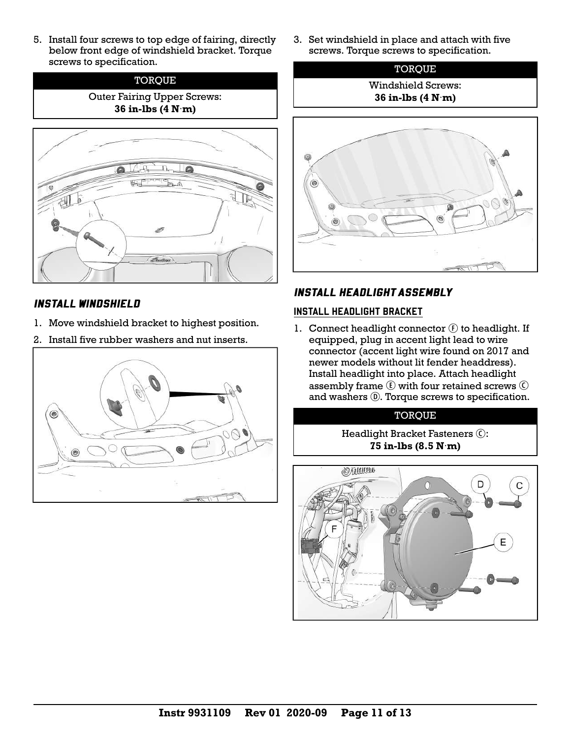5. Install four screws to top edge of fairing, directly below front edge of windshield bracket. Torque screws to specification.

| TORQUE |
| --- |
| Outer Fairing Upper Screws: **36 in-lbs (4 N·m)** |

### *INSTALL WINDSHIELD*

1. Move windshield bracket to highest position.
2. Install five rubber washers and nut inserts.
3. Set windshield in place and attach with five screws. Torque screws to specification.

| TORQUE |
| --- |
| Windshield Screws: **36 in-lbs (4 N·m)** |

### *INSTALL HEADLIGHT ASSEMBLY*

#### INSTALL HEADLIGHT BRACKET

1. Connect headlight connector Ⓕ to headlight. If equipped, plug in accent light lead to wire connector (accent light wire found on 2017 and newer models without lit fender headdress). Install headlight into place. Attach headlight assembly frame Ⓔ with four retained screws Ⓒ and washers Ⓓ. Torque screws to specification.

| TORQUE |
| --- |
| Headlight Bracket Fasteners Ⓒ: **75 in-lbs (8.5 N·m)** |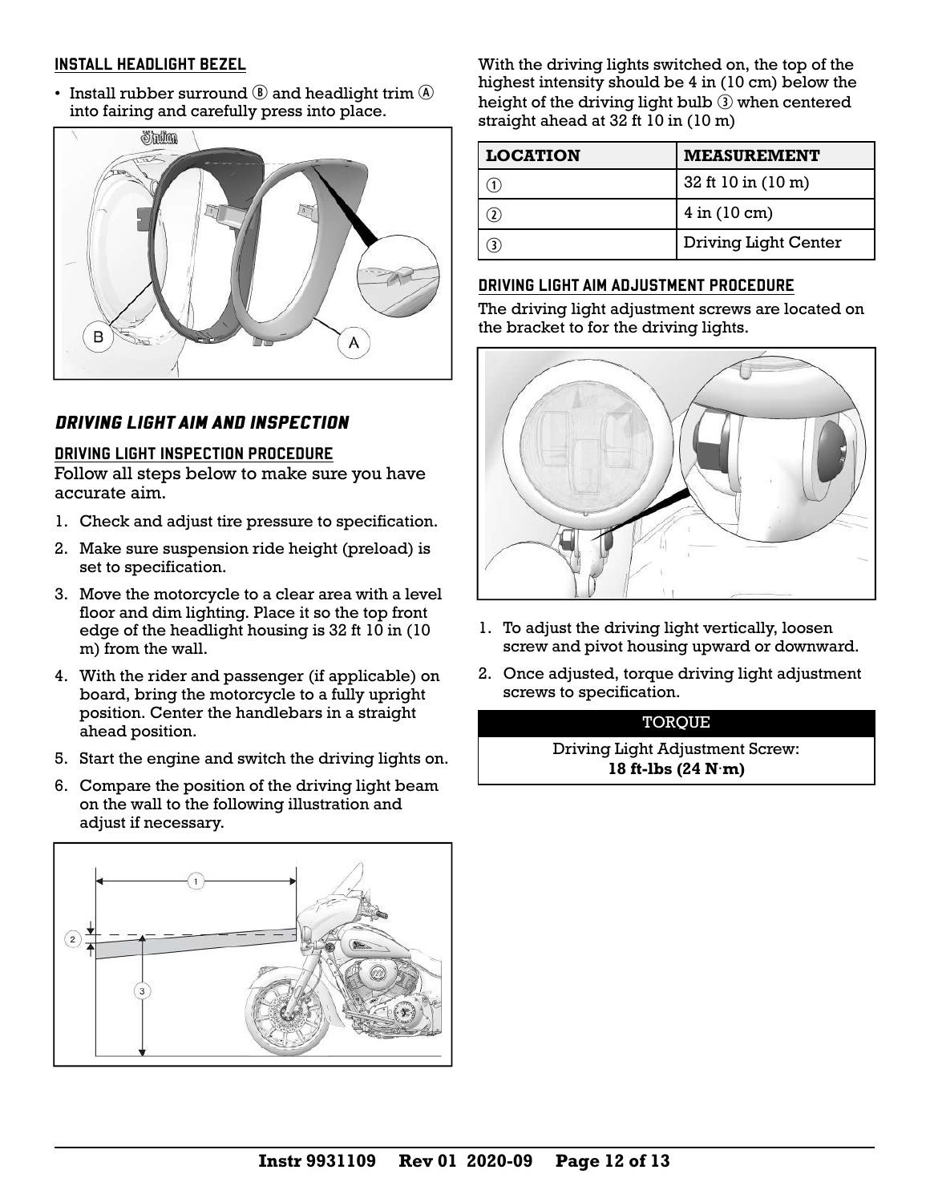### INSTALL HEADLIGHT BEZEL

- Install rubber surround Ⓑ and headlight trim Ⓐ into fairing and carefully press into place.

## DRIVING LIGHT AIM AND INSPECTION

### DRIVING LIGHT INSPECTION PROCEDURE

Follow all steps below to make sure you have accurate aim.

1. Check and adjust tire pressure to specification.
2. Make sure suspension ride height (preload) is set to specification.
3. Move the motorcycle to a clear area with a level floor and dim lighting. Place it so the top front edge of the headlight housing is 32 ft 10 in (10 m) from the wall.
4. With the rider and passenger (if applicable) on board, bring the motorcycle to a fully upright position. Center the handlebars in a straight ahead position.
5. Start the engine and switch the driving lights on.
6. Compare the position of the driving light beam on the wall to the following illustration and adjust if necessary.

With the driving lights switched on, the top of the highest intensity should be 4 in (10 cm) below the height of the driving light bulb ③ when centered straight ahead at 32 ft 10 in (10 m)

| LOCATION | MEASUREMENT |
| --- | --- |
| ① | 32 ft 10 in (10 m) |
| ② | 4 in (10 cm) |
| ③ | Driving Light Center |

### DRIVING LIGHT AIM ADJUSTMENT PROCEDURE

The driving light adjustment screws are located on the bracket to for the driving lights.

1. To adjust the driving light vertically, loosen screw and pivot housing upward or downward.
2. Once adjusted, torque driving light adjustment screws to specification.

| TORQUE |
| --- |
| Driving Light Adjustment Screw: **18 ft-lbs (24 N·m)** |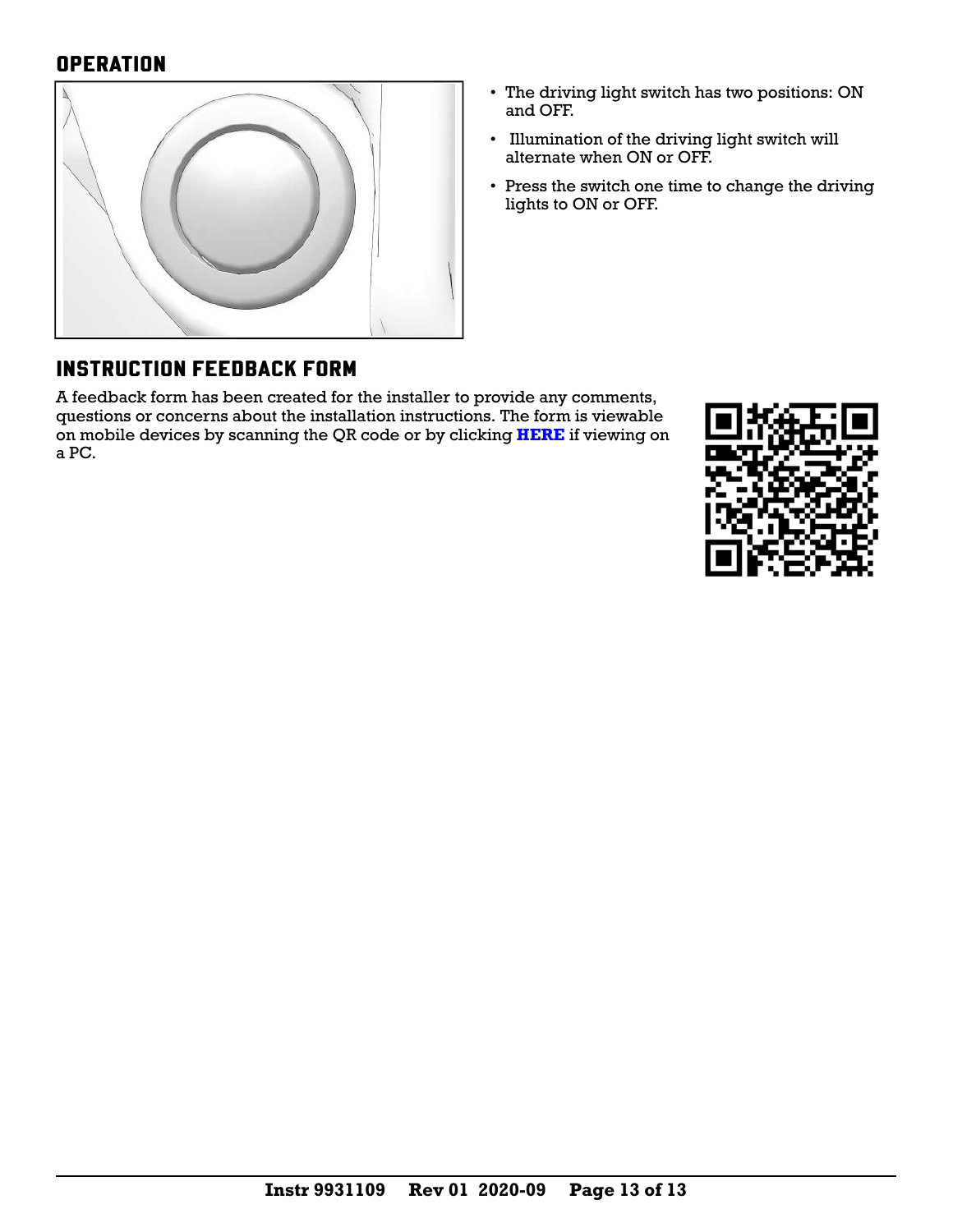## OPERATION

- The driving light switch has two positions: ON and OFF.
- Illumination of the driving light switch will alternate when ON or OFF.
- Press the switch one time to change the driving lights to ON or OFF.

## INSTRUCTION FEEDBACK FORM

A feedback form has been created for the installer to provide any comments, questions or concerns about the installation instructions. The form is viewable on mobile devices by scanning the QR code or by clicking **HERE** if viewing on a PC.